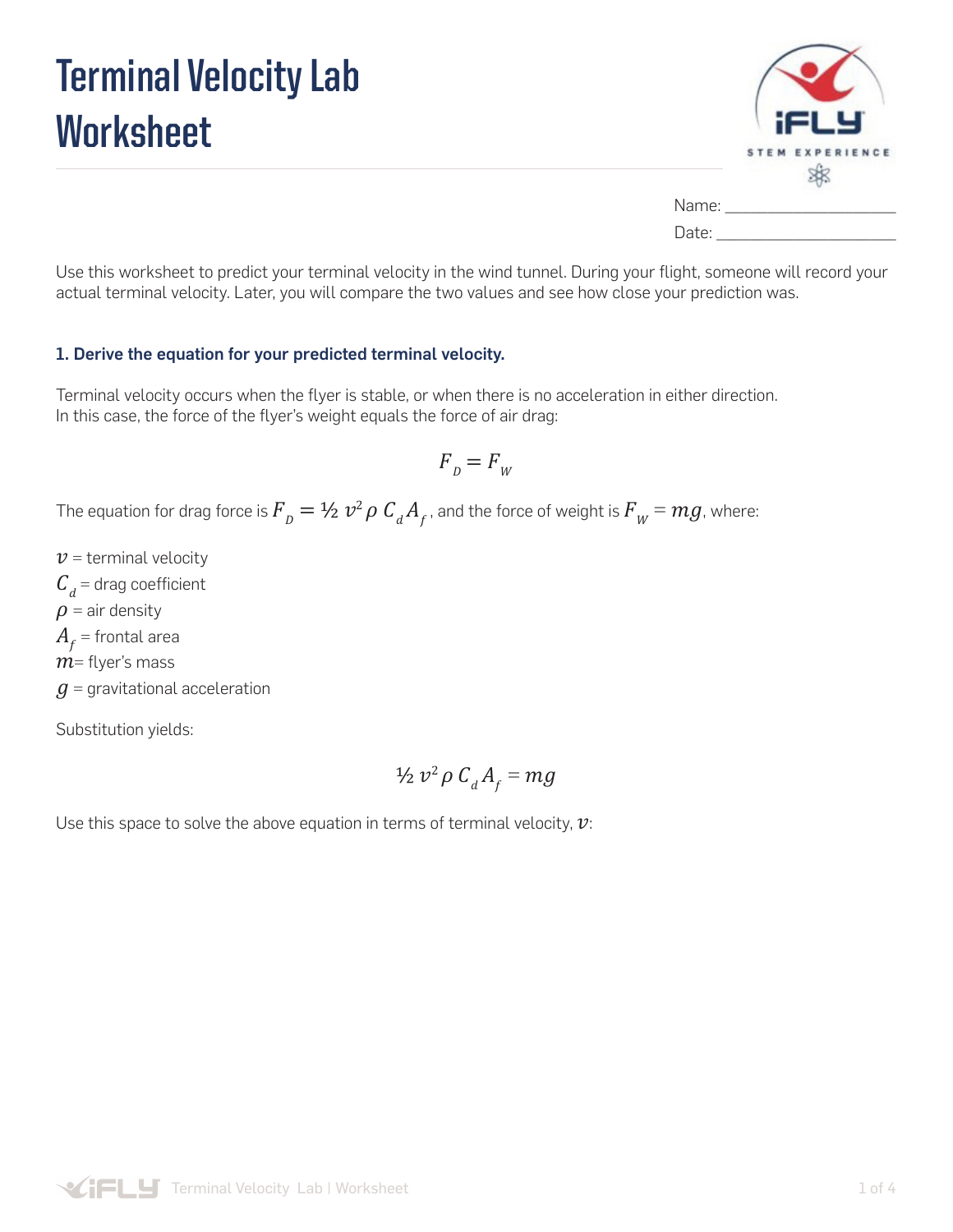# Terminal Velocity Lab Worksheet

Name: ____________________

Date: ____________________

Use this worksheet to predict your terminal velocity in the wind tunnel. During your flight, someone will record your actual terminal velocity. Later, you will compare the two values and see how close your prediction was.

### 1. Derive the equation for your predicted terminal velocity.

Terminal velocity occurs when the flyer is stable, or when there is no acceleration in either direction. In this case, the force of the flyer's weight equals the force of air drag:

$$F_D = F_W$$

The equation for drag force is $F_D = ½\, v^2 \rho\, C_d A_f$, and the force of weight is $F_W = mg$, where:

$v$ = terminal velocity

$C_d$ = drag coefficient

$\rho$ = air density

$A_f$ = frontal area

$m$= flyer's mass

$g$ = gravitational acceleration

Substitution yields:

$$½\, v^2 \rho\, C_d A_f = mg$$

Use this space to solve the above equation in terms of terminal velocity, $v$: